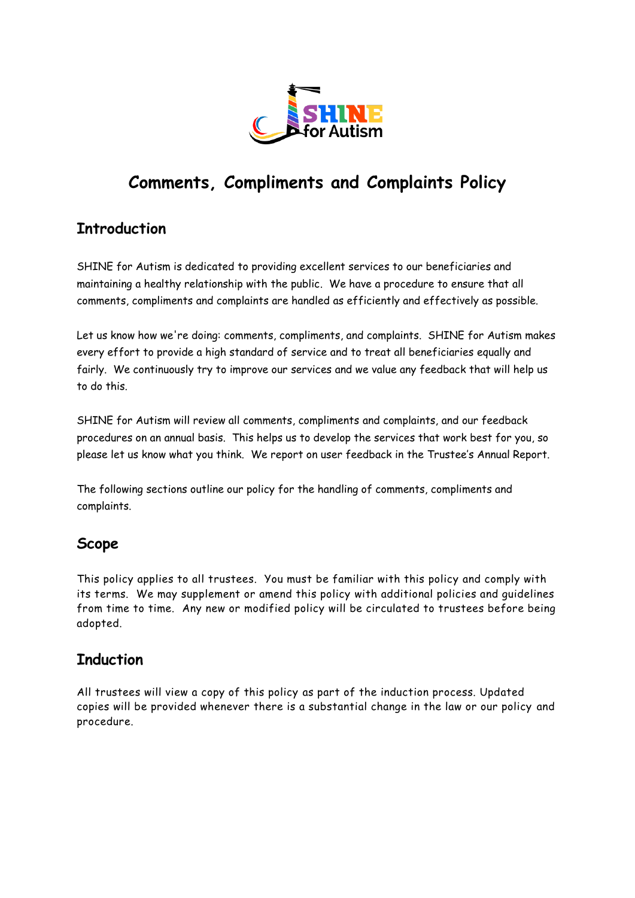# Comments, Compliments and Complaints Policy

## Introduction

SHINE for Autism is dedicated to providing excellent services to our beneficiaries and maintaining a healthy relationship with the public. We have a procedure to ensure that all comments, compliments and complaints are handled as efficiently and effectively as possible.

Let us know how we're doing: comments, compliments, and complaints. SHINE for Autism makes every effort to provide a high standard of service and to treat all beneficiaries equally and fairly. We continuously try to improve our services and we value any feedback that will help us to do this.

SHINE for Autism will review all comments, compliments and complaints, and our feedback procedures on an annual basis. This helps us to develop the services that work best for you, so please let us know what you think. We report on user feedback in the Trustee's Annual Report.

The following sections outline our policy for the handling of comments, compliments and complaints.

## Scope

This policy applies to all trustees. You must be familiar with this policy and comply with its terms. We may supplement or amend this policy with additional policies and guidelines from time to time. Any new or modified policy will be circulated to trustees before being adopted.

## Induction

All trustees will view a copy of this policy as part of the induction process. Updated copies will be provided whenever there is a substantial change in the law or our policy and procedure.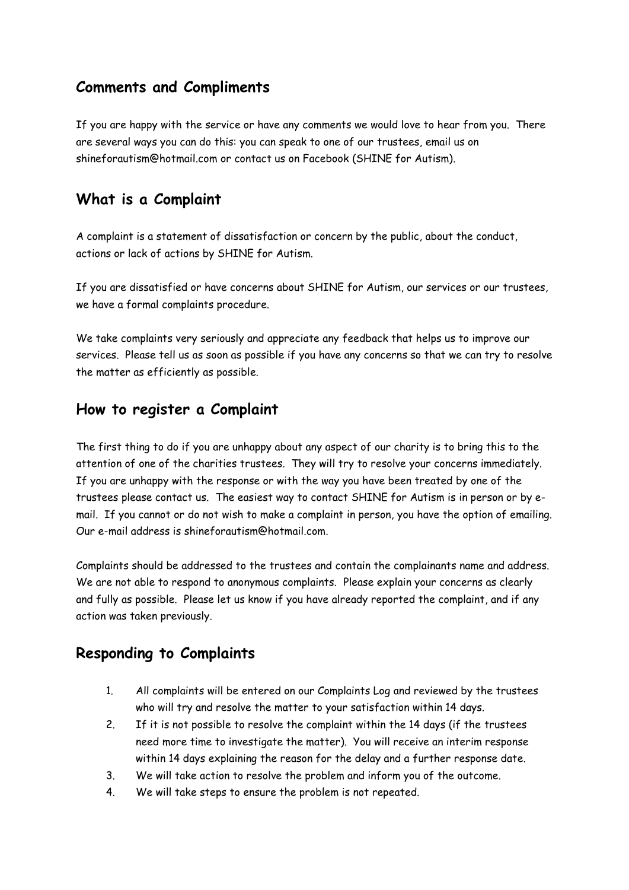## Comments and Compliments

If you are happy with the service or have any comments we would love to hear from you. There are several ways you can do this: you can speak to one of our trustees, email us on shineforautism@hotmail.com or contact us on Facebook (SHINE for Autism).

## What is a Complaint

A complaint is a statement of dissatisfaction or concern by the public, about the conduct, actions or lack of actions by SHINE for Autism.

If you are dissatisfied or have concerns about SHINE for Autism, our services or our trustees, we have a formal complaints procedure.

We take complaints very seriously and appreciate any feedback that helps us to improve our services. Please tell us as soon as possible if you have any concerns so that we can try to resolve the matter as efficiently as possible.

## How to register a Complaint

The first thing to do if you are unhappy about any aspect of our charity is to bring this to the attention of one of the charities trustees. They will try to resolve your concerns immediately. If you are unhappy with the response or with the way you have been treated by one of the trustees please contact us. The easiest way to contact SHINE for Autism is in person or by e-mail. If you cannot or do not wish to make a complaint in person, you have the option of emailing. Our e-mail address is shineforautism@hotmail.com.

Complaints should be addressed to the trustees and contain the complainants name and address. We are not able to respond to anonymous complaints. Please explain your concerns as clearly and fully as possible. Please let us know if you have already reported the complaint, and if any action was taken previously.

## Responding to Complaints

1. All complaints will be entered on our Complaints Log and reviewed by the trustees who will try and resolve the matter to your satisfaction within 14 days.
2. If it is not possible to resolve the complaint within the 14 days (if the trustees need more time to investigate the matter). You will receive an interim response within 14 days explaining the reason for the delay and a further response date.
3. We will take action to resolve the problem and inform you of the outcome.
4. We will take steps to ensure the problem is not repeated.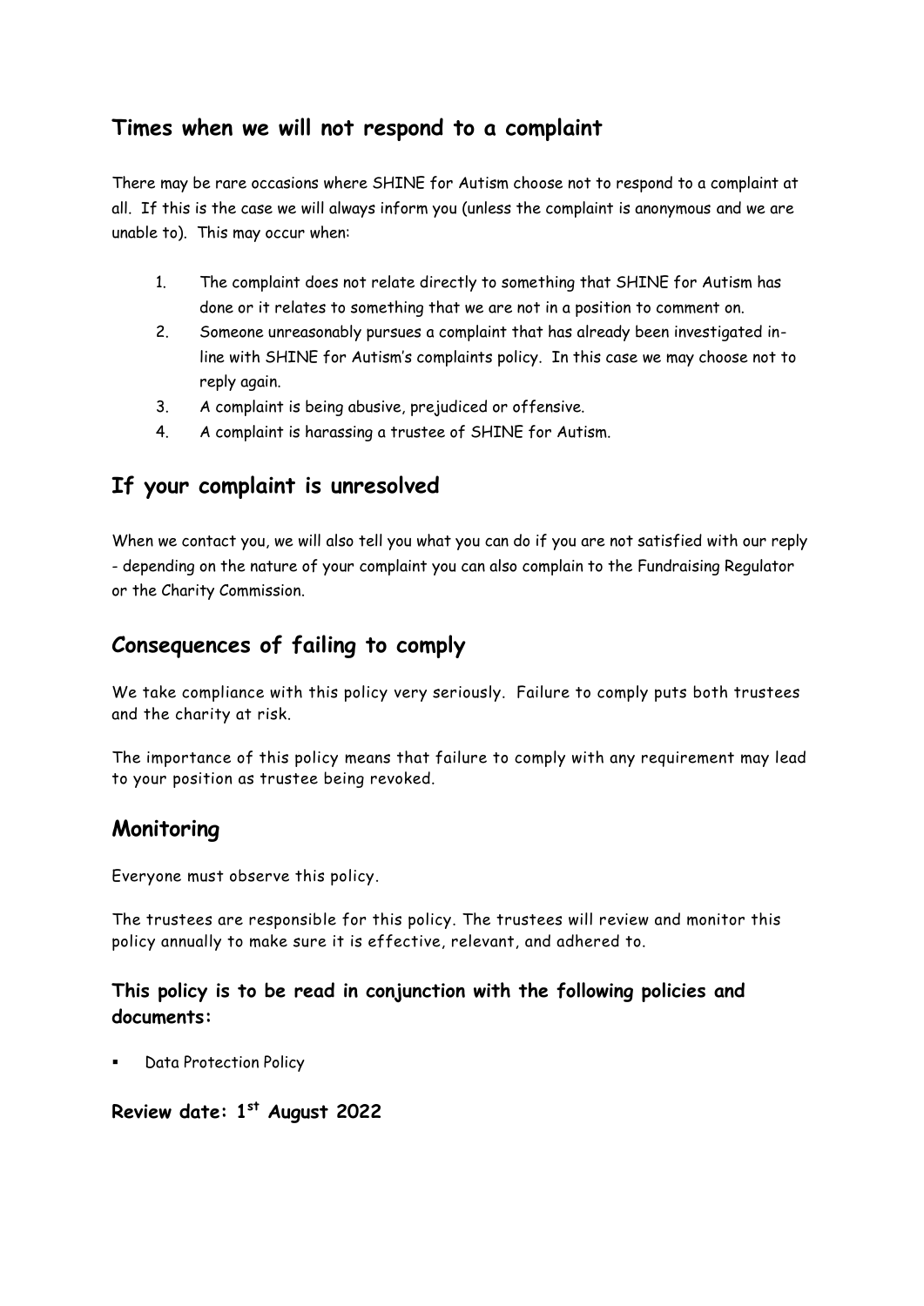## Times when we will not respond to a complaint

There may be rare occasions where SHINE for Autism choose not to respond to a complaint at all. If this is the case we will always inform you (unless the complaint is anonymous and we are unable to). This may occur when:

1. The complaint does not relate directly to something that SHINE for Autism has done or it relates to something that we are not in a position to comment on.
2. Someone unreasonably pursues a complaint that has already been investigated in-line with SHINE for Autism's complaints policy. In this case we may choose not to reply again.
3. A complaint is being abusive, prejudiced or offensive.
4. A complaint is harassing a trustee of SHINE for Autism.

## If your complaint is unresolved

When we contact you, we will also tell you what you can do if you are not satisfied with our reply - depending on the nature of your complaint you can also complain to the Fundraising Regulator or the Charity Commission.

## Consequences of failing to comply

We take compliance with this policy very seriously. Failure to comply puts both trustees and the charity at risk.

The importance of this policy means that failure to comply with any requirement may lead to your position as trustee being revoked.

## Monitoring

Everyone must observe this policy.

The trustees are responsible for this policy. The trustees will review and monitor this policy annually to make sure it is effective, relevant, and adhered to.

### This policy is to be read in conjunction with the following policies and documents:

- Data Protection Policy

**Review date: 1st August 2022**